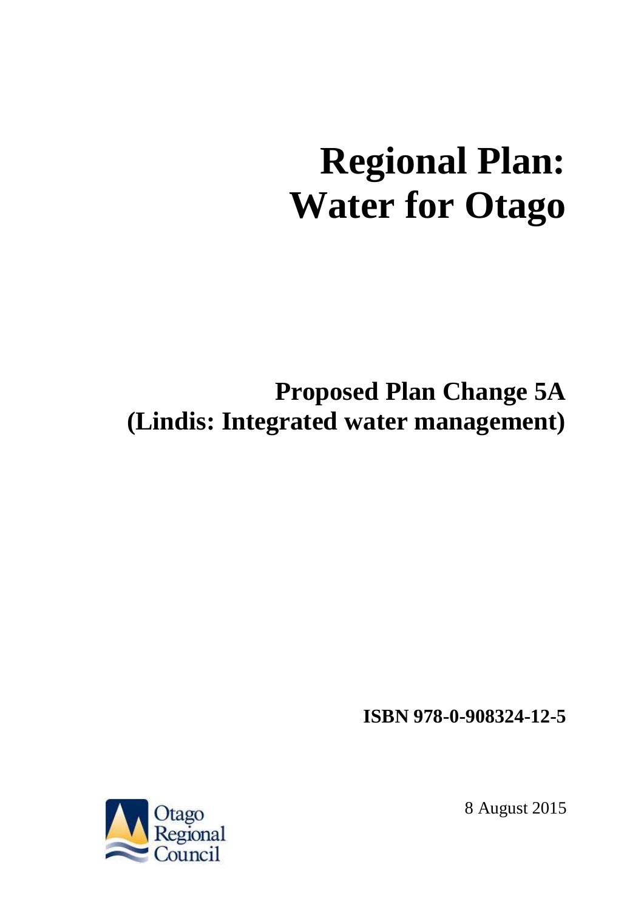# Regional Plan: Water for Otago

## Proposed Plan Change 5A (Lindis: Integrated water management)

**ISBN 978-0-908324-12-5**

Otago Regional Council

8 August 2015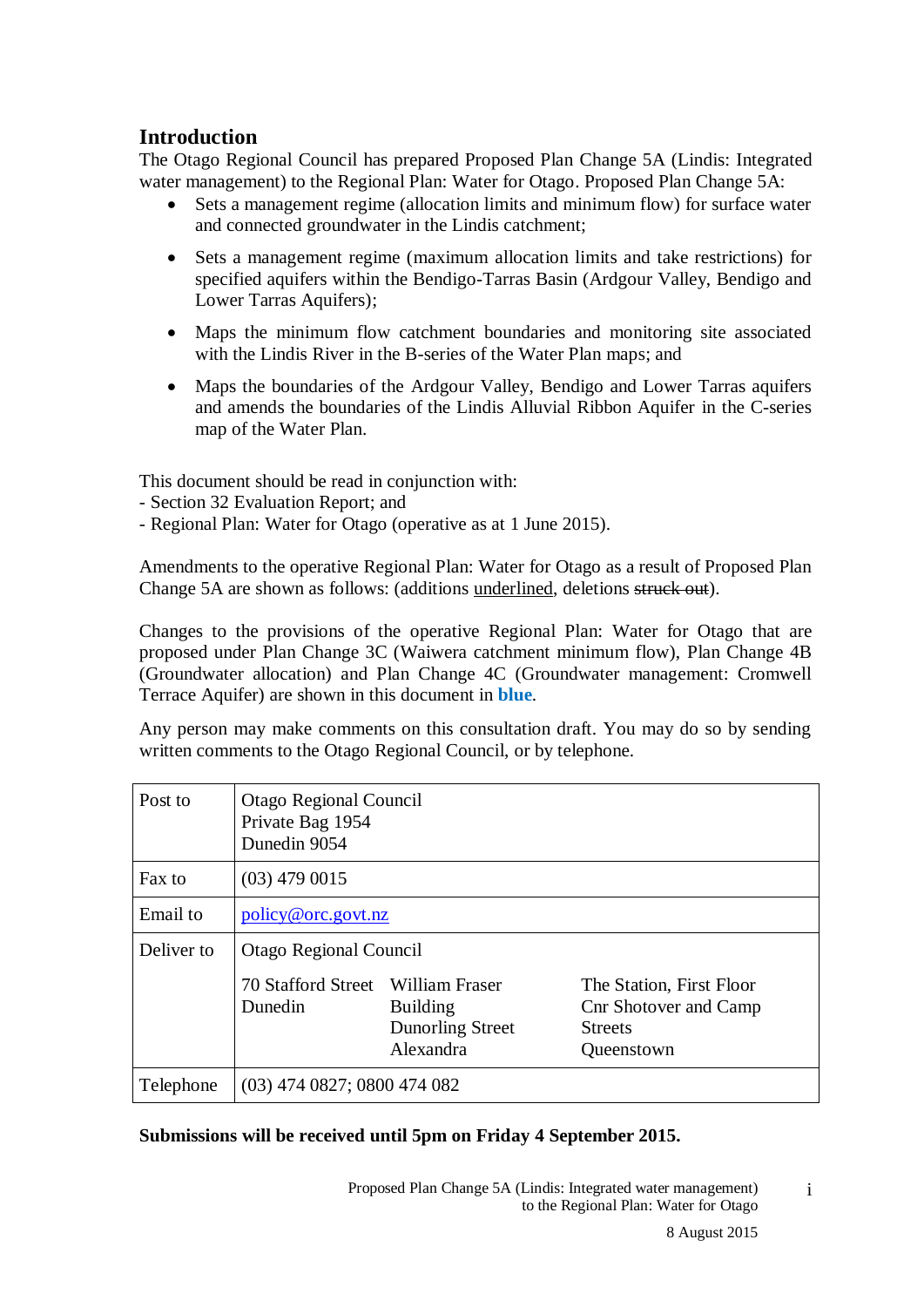# Introduction

The Otago Regional Council has prepared Proposed Plan Change 5A (Lindis: Integrated water management) to the Regional Plan: Water for Otago. Proposed Plan Change 5A:

- Sets a management regime (allocation limits and minimum flow) for surface water and connected groundwater in the Lindis catchment;
- Sets a management regime (maximum allocation limits and take restrictions) for specified aquifers within the Bendigo-Tarras Basin (Ardgour Valley, Bendigo and Lower Tarras Aquifers);
- Maps the minimum flow catchment boundaries and monitoring site associated with the Lindis River in the B-series of the Water Plan maps; and
- Maps the boundaries of the Ardgour Valley, Bendigo and Lower Tarras aquifers and amends the boundaries of the Lindis Alluvial Ribbon Aquifer in the C-series map of the Water Plan.

This document should be read in conjunction with:
- Section 32 Evaluation Report; and
- Regional Plan: Water for Otago (operative as at 1 June 2015).

Amendments to the operative Regional Plan: Water for Otago as a result of Proposed Plan Change 5A are shown as follows: (additions <u>underlined</u>, deletions ~~struck out~~).

Changes to the provisions of the operative Regional Plan: Water for Otago that are proposed under Plan Change 3C (Waiwera catchment minimum flow), Plan Change 4B (Groundwater allocation) and Plan Change 4C (Groundwater management: Cromwell Terrace Aquifer) are shown in this document in **blue**.

Any person may make comments on this consultation draft. You may do so by sending written comments to the Otago Regional Council, or by telephone.

| | | | |
|---|---|---|---|
| Post to | Otago Regional Council<br>Private Bag 1954<br>Dunedin 9054 | | |
| Fax to | (03) 479 0015 | | |
| Email to | policy@orc.govt.nz | | |
| Deliver to | Otago Regional Council<br><br>70 Stafford Street<br>Dunedin | William Fraser Building<br>Dunorling Street<br>Alexandra | The Station, First Floor<br>Cnr Shotover and Camp Streets<br>Queenstown |
| Telephone | (03) 474 0827; 0800 474 082 | | |

**Submissions will be received until 5pm on Friday 4 September 2015.**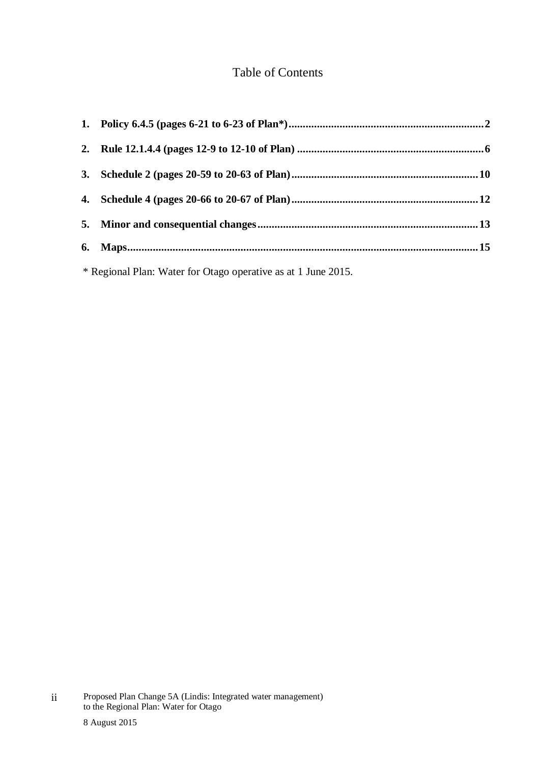# Table of Contents

1. **Policy 6.4.5 (pages 6-21 to 6-23 of Plan*)....................................................................2**
2. **Rule 12.1.4.4 (pages 12-9 to 12-10 of Plan) .................................................................6**
3. **Schedule 2 (pages 20-59 to 20-63 of Plan).................................................................10**
4. **Schedule 4 (pages 20-66 to 20-67 of Plan).................................................................12**
5. **Minor and consequential changes.............................................................................13**
6. **Maps..........................................................................................................................15**

\* Regional Plan: Water for Otago operative as at 1 June 2015.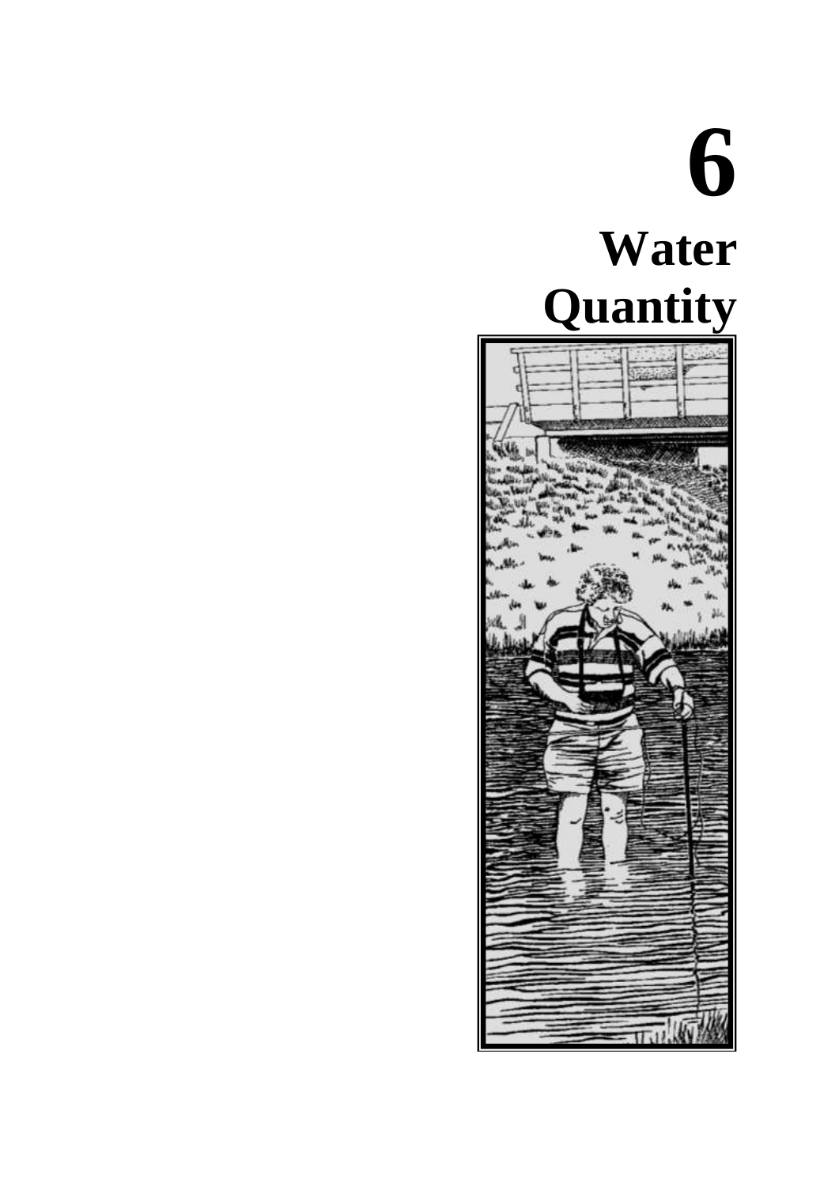# 6

# Water Quantity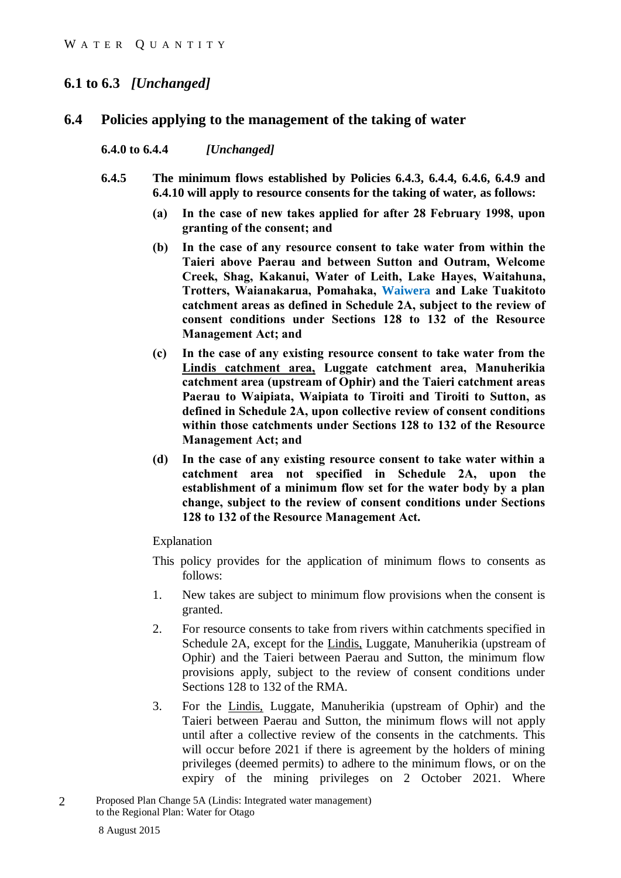## 6.1 to 6.3 *[Unchanged]*

## 6.4 Policies applying to the management of the taking of water

**6.4.0 to 6.4.4** *[Unchanged]*

**6.4.5 The minimum flows established by Policies 6.4.3, 6.4.4, 6.4.6, 6.4.9 and 6.4.10 will apply to resource consents for the taking of water, as follows:**

**(a) In the case of new takes applied for after 28 February 1998, upon granting of the consent; and**

**(b) In the case of any resource consent to take water from within the Taieri above Paerau and between Sutton and Outram, Welcome Creek, Shag, Kakanui, Water of Leith, Lake Hayes, Waitahuna, Trotters, Waianakarua, Pomahaka, Waiwera and Lake Tuakitoto catchment areas as defined in Schedule 2A, subject to the review of consent conditions under Sections 128 to 132 of the Resource Management Act; and**

**(c) In the case of any existing resource consent to take water from the <u>Lindis catchment area,</u> Luggate catchment area, Manuherikia catchment area (upstream of Ophir) and the Taieri catchment areas Paerau to Waipiata, Waipiata to Tiroiti and Tiroiti to Sutton, as defined in Schedule 2A, upon collective review of consent conditions within those catchments under Sections 128 to 132 of the Resource Management Act; and**

**(d) In the case of any existing resource consent to take water within a catchment area not specified in Schedule 2A, upon the establishment of a minimum flow set for the water body by a plan change, subject to the review of consent conditions under Sections 128 to 132 of the Resource Management Act.**

Explanation

This policy provides for the application of minimum flows to consents as follows:

1. New takes are subject to minimum flow provisions when the consent is granted.
2. For resource consents to take from rivers within catchments specified in Schedule 2A, except for the <u>Lindis,</u> Luggate, Manuherikia (upstream of Ophir) and the Taieri between Paerau and Sutton, the minimum flow provisions apply, subject to the review of consent conditions under Sections 128 to 132 of the RMA.
3. For the <u>Lindis,</u> Luggate, Manuherikia (upstream of Ophir) and the Taieri between Paerau and Sutton, the minimum flows will not apply until after a collective review of the consents in the catchments. This will occur before 2021 if there is agreement by the holders of mining privileges (deemed permits) to adhere to the minimum flows, or on the expiry of the mining privileges on 2 October 2021. Where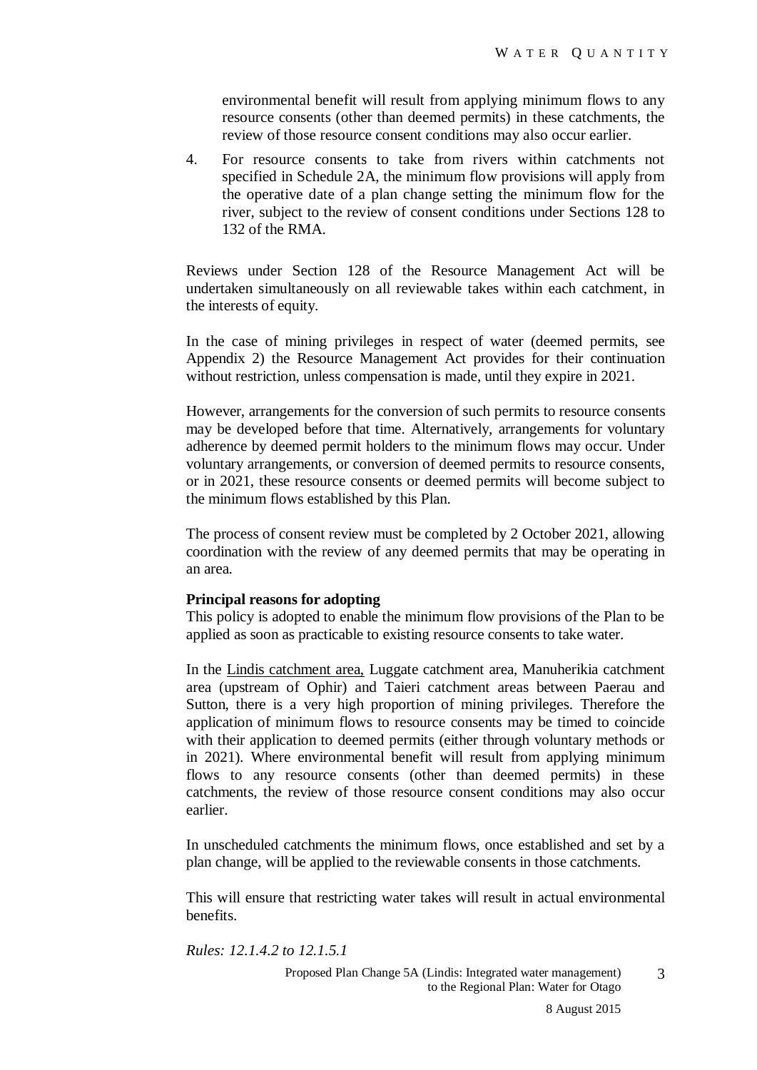environmental benefit will result from applying minimum flows to any resource consents (other than deemed permits) in these catchments, the review of those resource consent conditions may also occur earlier.

4. For resource consents to take from rivers within catchments not specified in Schedule 2A, the minimum flow provisions will apply from the operative date of a plan change setting the minimum flow for the river, subject to the review of consent conditions under Sections 128 to 132 of the RMA.

Reviews under Section 128 of the Resource Management Act will be undertaken simultaneously on all reviewable takes within each catchment, in the interests of equity.

In the case of mining privileges in respect of water (deemed permits, see Appendix 2) the Resource Management Act provides for their continuation without restriction, unless compensation is made, until they expire in 2021.

However, arrangements for the conversion of such permits to resource consents may be developed before that time. Alternatively, arrangements for voluntary adherence by deemed permit holders to the minimum flows may occur. Under voluntary arrangements, or conversion of deemed permits to resource consents, or in 2021, these resource consents or deemed permits will become subject to the minimum flows established by this Plan.

The process of consent review must be completed by 2 October 2021, allowing coordination with the review of any deemed permits that may be operating in an area.

**Principal reasons for adopting**

This policy is adopted to enable the minimum flow provisions of the Plan to be applied as soon as practicable to existing resource consents to take water.

In the Lindis catchment area, Luggate catchment area, Manuherikia catchment area (upstream of Ophir) and Taieri catchment areas between Paerau and Sutton, there is a very high proportion of mining privileges. Therefore the application of minimum flows to resource consents may be timed to coincide with their application to deemed permits (either through voluntary methods or in 2021). Where environmental benefit will result from applying minimum flows to any resource consents (other than deemed permits) in these catchments, the review of those resource consent conditions may also occur earlier.

In unscheduled catchments the minimum flows, once established and set by a plan change, will be applied to the reviewable consents in those catchments.

This will ensure that restricting water takes will result in actual environmental benefits.

*Rules: 12.1.4.2 to 12.1.5.1*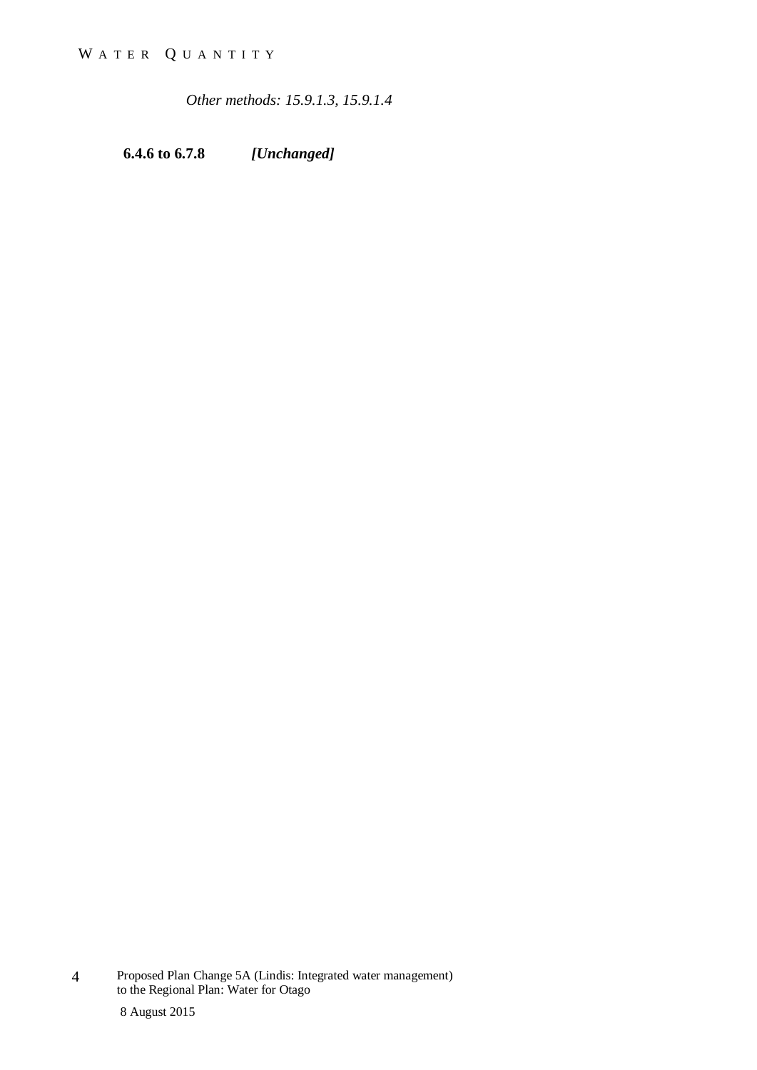*Other methods: 15.9.1.3, 15.9.1.4*

**6.4.6 to 6.7.8** ***[Unchanged]***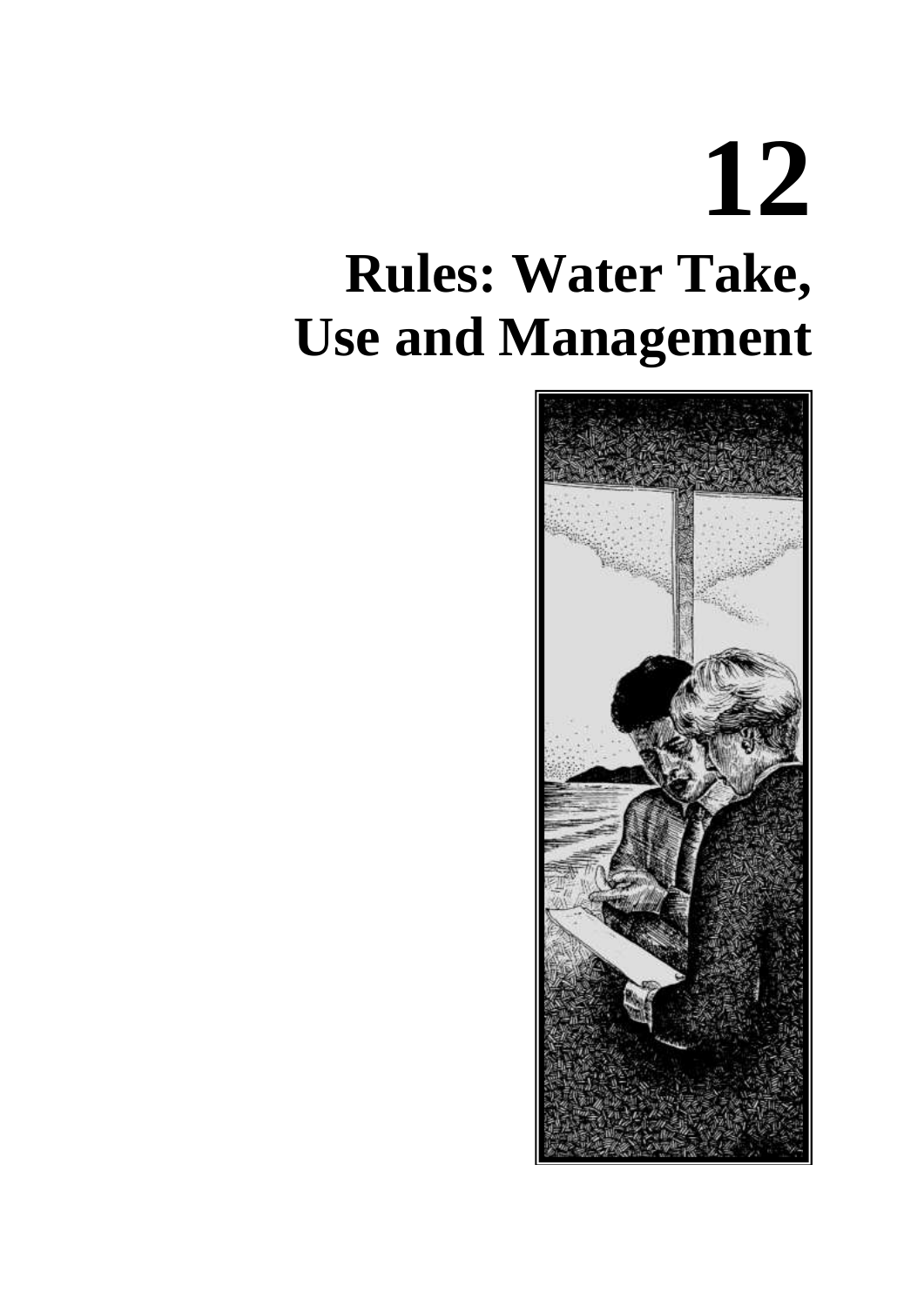# 12

# Rules: Water Take, Use and Management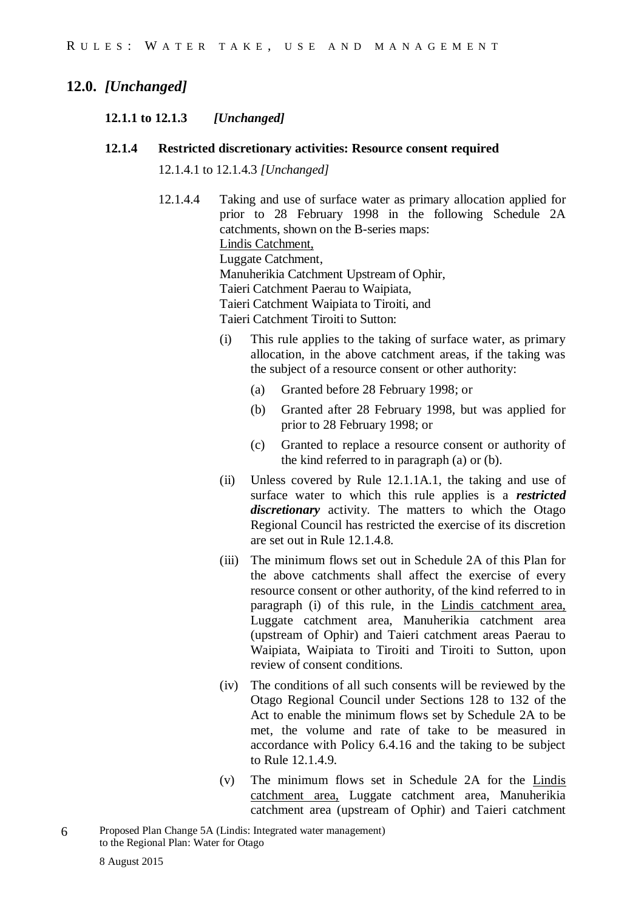# 12.0. *[Unchanged]*

### 12.1.1 to 12.1.3 *[Unchanged]*

### 12.1.4 Restricted discretionary activities: Resource consent required

12.1.4.1 to 12.1.4.3 *[Unchanged]*

12.1.4.4 Taking and use of surface water as primary allocation applied for prior to 28 February 1998 in the following Schedule 2A catchments, shown on the B-series maps:
<u>Lindis Catchment,</u>
Luggate Catchment,
Manuherikia Catchment Upstream of Ophir,
Taieri Catchment Paerau to Waipiata,
Taieri Catchment Waipiata to Tiroiti, and
Taieri Catchment Tiroiti to Sutton:

(i) This rule applies to the taking of surface water, as primary allocation, in the above catchment areas, if the taking was the subject of a resource consent or other authority:

(a) Granted before 28 February 1998; or

(b) Granted after 28 February 1998, but was applied for prior to 28 February 1998; or

(c) Granted to replace a resource consent or authority of the kind referred to in paragraph (a) or (b).

(ii) Unless covered by Rule 12.1.1A.1, the taking and use of surface water to which this rule applies is a ***restricted discretionary*** activity. The matters to which the Otago Regional Council has restricted the exercise of its discretion are set out in Rule 12.1.4.8.

(iii) The minimum flows set out in Schedule 2A of this Plan for the above catchments shall affect the exercise of every resource consent or other authority, of the kind referred to in paragraph (i) of this rule, in the <u>Lindis catchment area,</u> Luggate catchment area, Manuherikia catchment area (upstream of Ophir) and Taieri catchment areas Paerau to Waipiata, Waipiata to Tiroiti and Tiroiti to Sutton, upon review of consent conditions.

(iv) The conditions of all such consents will be reviewed by the Otago Regional Council under Sections 128 to 132 of the Act to enable the minimum flows set by Schedule 2A to be met, the volume and rate of take to be measured in accordance with Policy 6.4.16 and the taking to be subject to Rule 12.1.4.9.

(v) The minimum flows set in Schedule 2A for the <u>Lindis catchment area,</u> Luggate catchment area, Manuherikia catchment area (upstream of Ophir) and Taieri catchment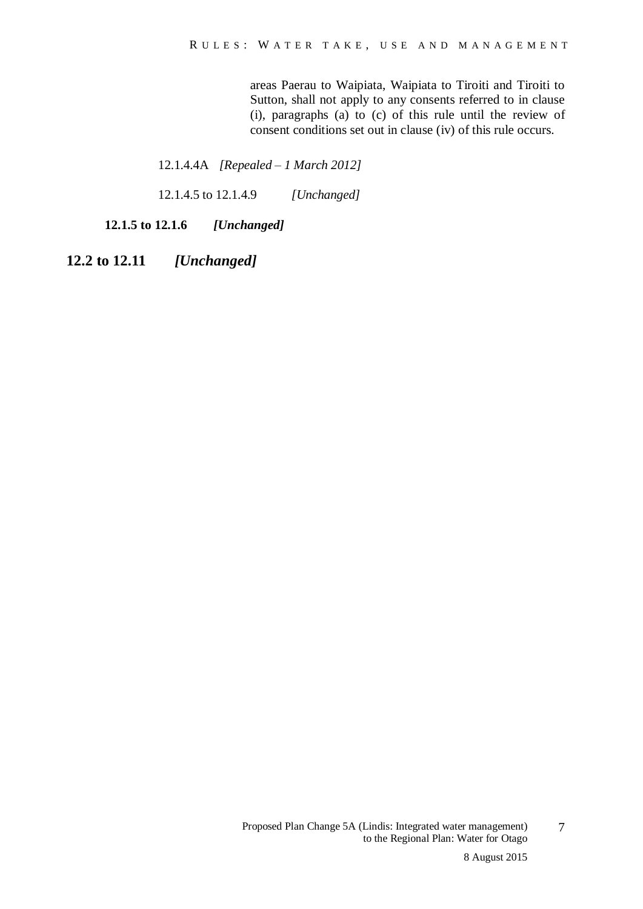areas Paerau to Waipiata, Waipiata to Tiroiti and Tiroiti to Sutton, shall not apply to any consents referred to in clause (i), paragraphs (a) to (c) of this rule until the review of consent conditions set out in clause (iv) of this rule occurs.

12.1.4.4A *[Repealed – 1 March 2012]*

12.1.4.5 to 12.1.4.9 *[Unchanged]*

### 12.1.5 to 12.1.6 *[Unchanged]*

## 12.2 to 12.11 *[Unchanged]*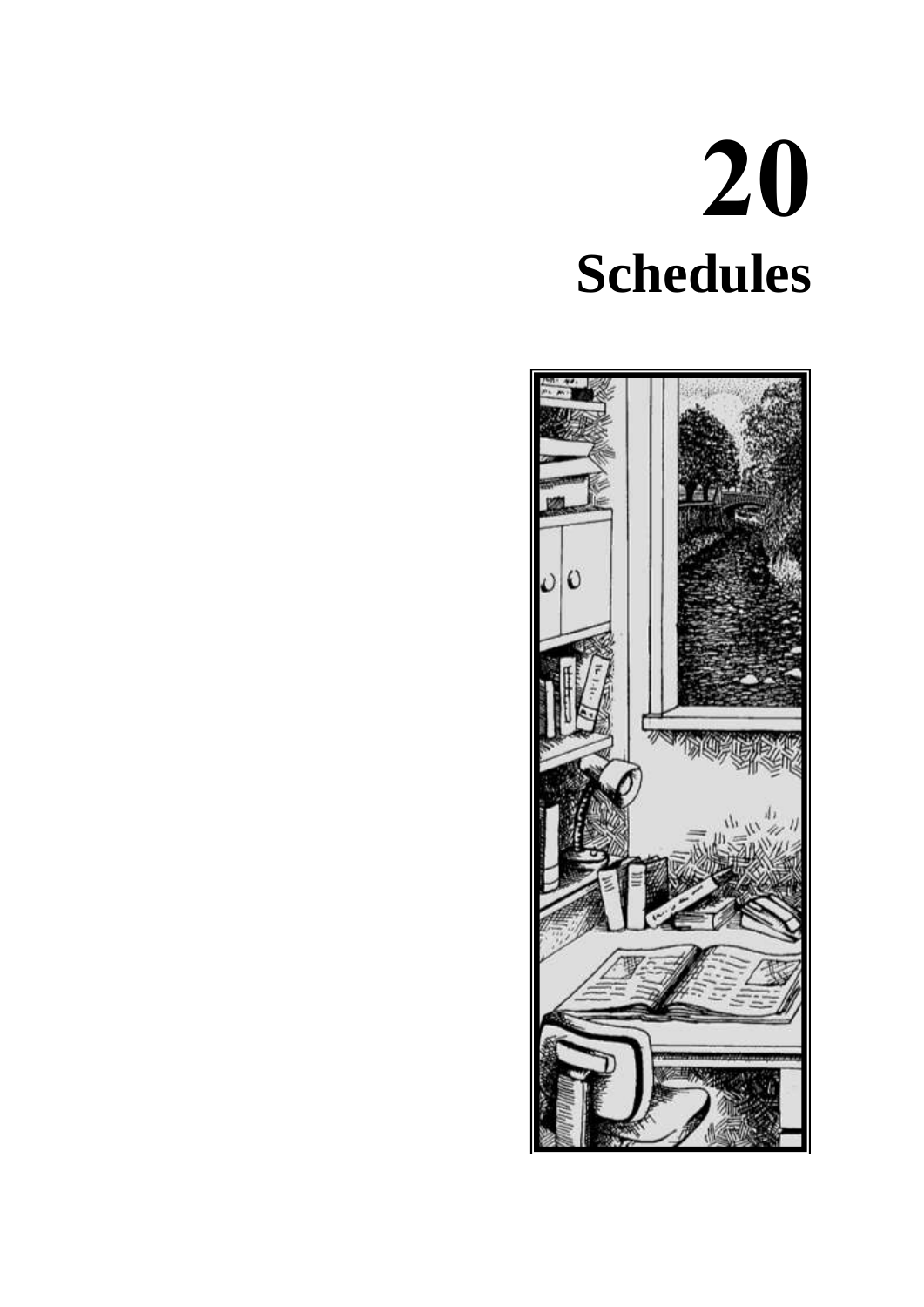# 20
# Schedules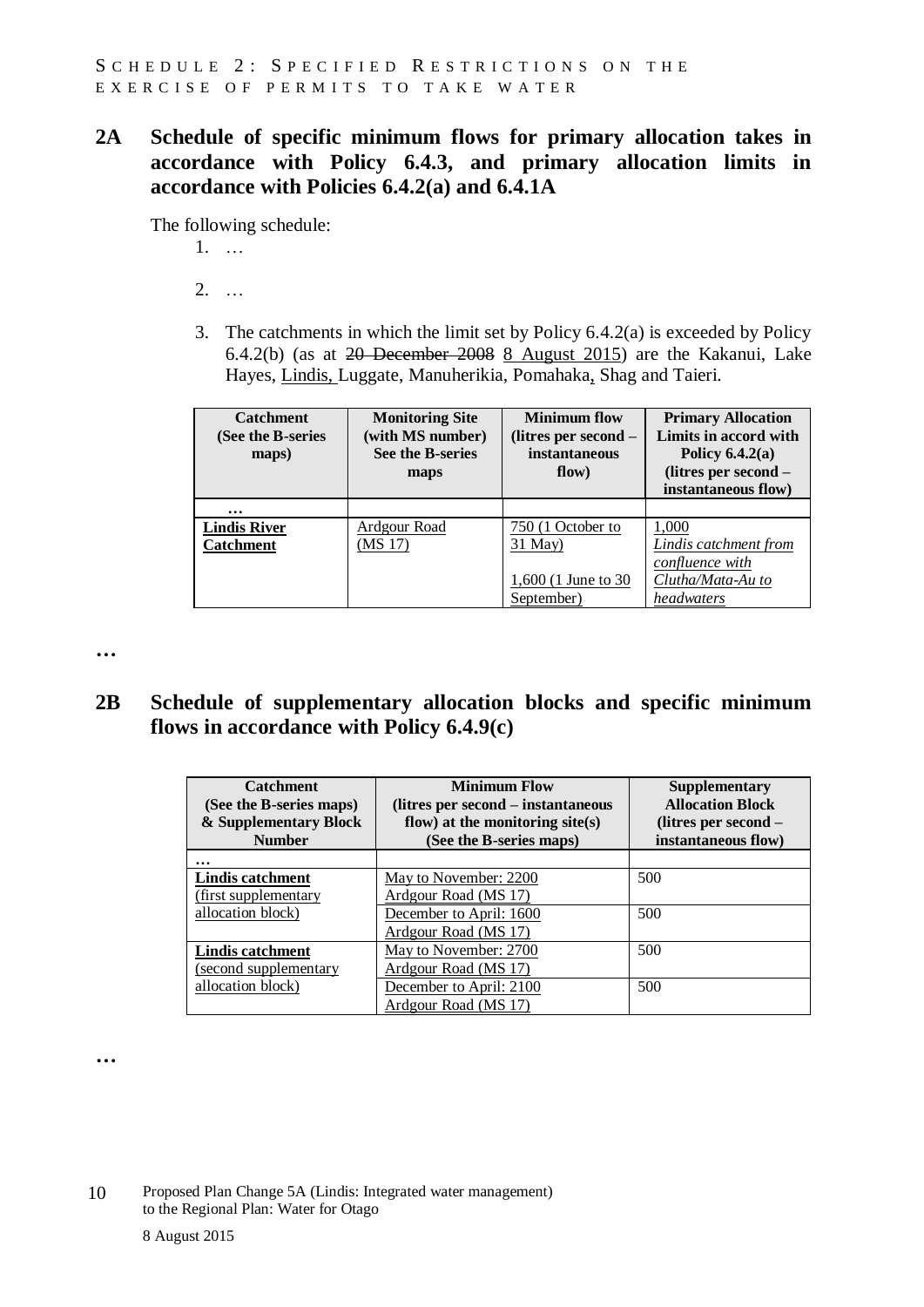Schedule 2: Specified Restrictions on the exercise of permits to take water

## 2A Schedule of specific minimum flows for primary allocation takes in accordance with Policy 6.4.3, and primary allocation limits in accordance with Policies 6.4.2(a) and 6.4.1A

The following schedule:

1. …
2. …
3. The catchments in which the limit set by Policy 6.4.2(a) is exceeded by Policy 6.4.2(b) (as at ~~20 December 2008~~ 8 August 2015) are the Kakanui, Lake Hayes, Lindis, Luggate, Manuherikia, Pomahaka, Shag and Taieri.

| Catchment (See the B-series maps) | Monitoring Site (with MS number) See the B-series maps | Minimum flow (litres per second – instantaneous flow) | Primary Allocation Limits in accord with Policy 6.4.2(a) (litres per second – instantaneous flow) |
|---|---|---|---|
| … | | | |
| **Lindis River Catchment** | Ardgour Road (MS 17) | 750 (1 October to 31 May)<br><br>1,600 (1 June to 30 September) | 1,000<br>*Lindis catchment from confluence with Clutha/Mata-Au to headwaters* |

…

## 2B Schedule of supplementary allocation blocks and specific minimum flows in accordance with Policy 6.4.9(c)

| Catchment (See the B-series maps) & Supplementary Block Number | Minimum Flow (litres per second – instantaneous flow) at the monitoring site(s) (See the B-series maps) | Supplementary Allocation Block (litres per second – instantaneous flow) |
|---|---|---|
| … | | |
| **Lindis catchment** (first supplementary allocation block) | May to November: 2200 Ardgour Road (MS 17) | 500 |
| | December to April: 1600 Ardgour Road (MS 17) | 500 |
| **Lindis catchment** (second supplementary allocation block) | May to November: 2700 Ardgour Road (MS 17) | 500 |
| | December to April: 2100 Ardgour Road (MS 17) | 500 |

…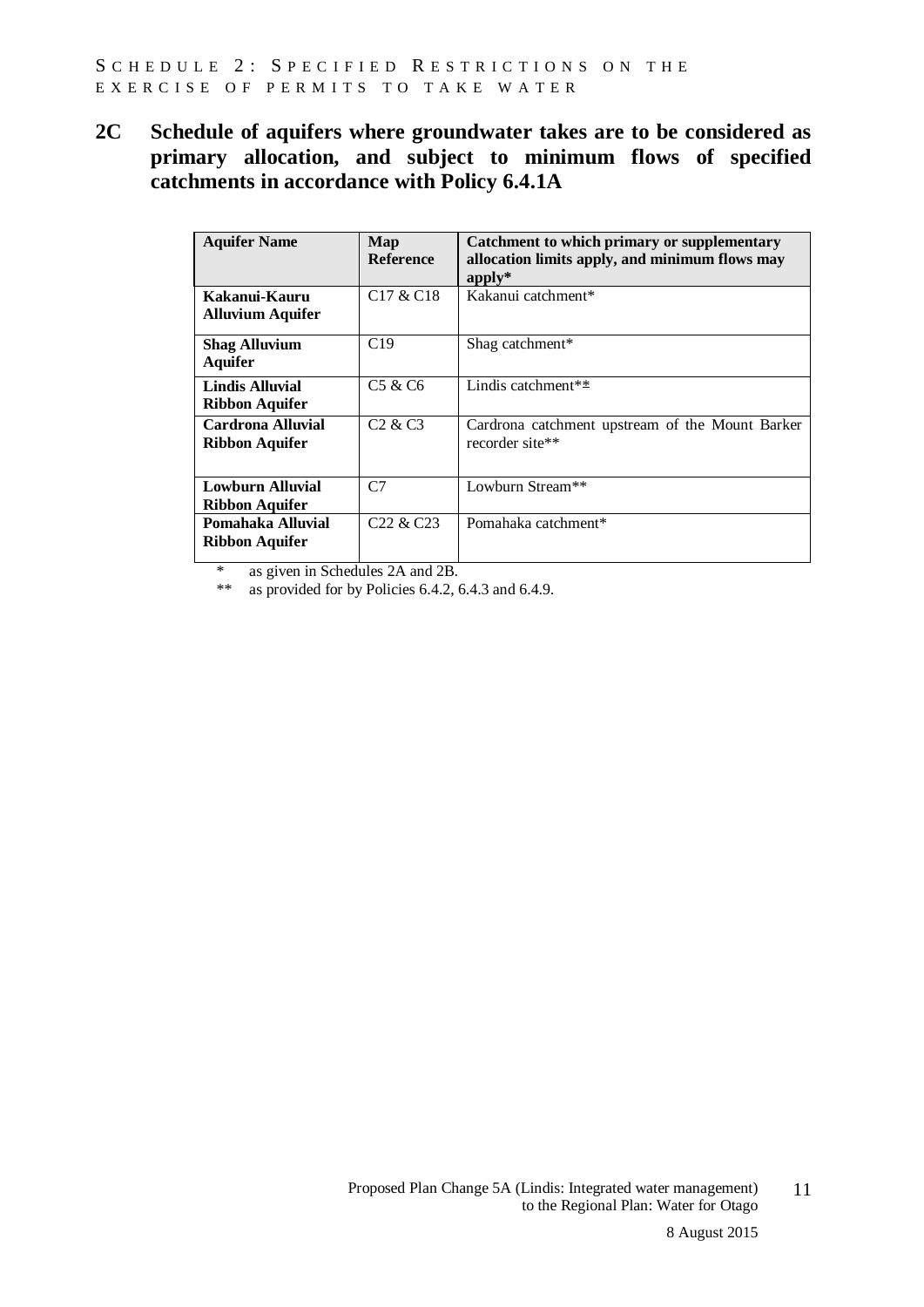## 2C Schedule of aquifers where groundwater takes are to be considered as primary allocation, and subject to minimum flows of specified catchments in accordance with Policy 6.4.1A

| Aquifer Name | Map Reference | Catchment to which primary or supplementary allocation limits apply, and minimum flows may apply* |
|---|---|---|
| **Kakanui-Kauru Alluvium Aquifer** | C17 & C18 | Kakanui catchment* |
| **Shag Alluvium Aquifer** | C19 | Shag catchment* |
| **Lindis Alluvial Ribbon Aquifer** | C5 & C6 | Lindis catchment** |
| **Cardrona Alluvial Ribbon Aquifer** | C2 & C3 | Cardrona catchment upstream of the Mount Barker recorder site** |
| **Lowburn Alluvial Ribbon Aquifer** | C7 | Lowburn Stream** |
| **Pomahaka Alluvial Ribbon Aquifer** | C22 & C23 | Pomahaka catchment* |

\* as given in Schedules 2A and 2B.

\*\* as provided for by Policies 6.4.2, 6.4.3 and 6.4.9.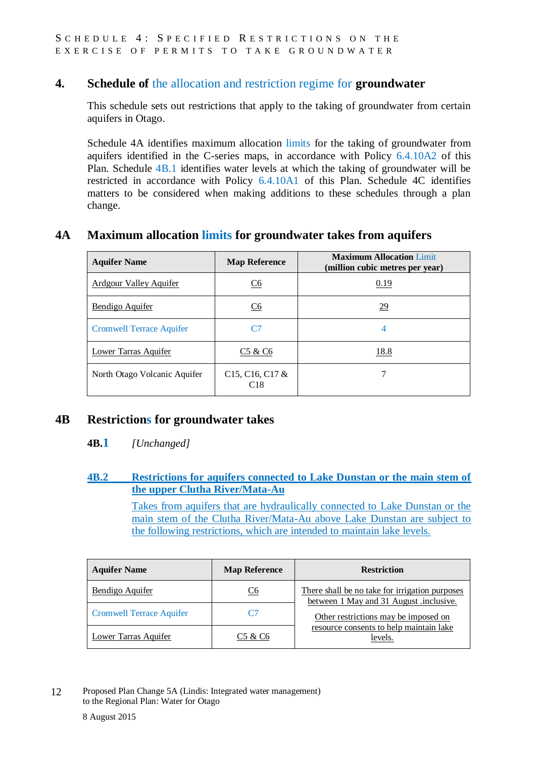## 4. Schedule of the allocation and restriction regime for groundwater

This schedule sets out restrictions that apply to the taking of groundwater from certain aquifers in Otago.

Schedule 4A identifies maximum allocation limits for the taking of groundwater from aquifers identified in the C-series maps, in accordance with Policy 6.4.10A2 of this Plan. Schedule 4B.1 identifies water levels at which the taking of groundwater will be restricted in accordance with Policy 6.4.10A1 of this Plan. Schedule 4C identifies matters to be considered when making additions to these schedules through a plan change.

## 4A Maximum allocation limits for groundwater takes from aquifers

| Aquifer Name | Map Reference | Maximum Allocation Limit (million cubic metres per year) |
|---|---|---|
| Ardgour Valley Aquifer | C6 | 0.19 |
| Bendigo Aquifer | C6 | 29 |
| Cromwell Terrace Aquifer | C7 | 4 |
| Lower Tarras Aquifer | C5 & C6 | 18.8 |
| North Otago Volcanic Aquifer | C15, C16, C17 & C18 | 7 |

## 4B Restrictions for groundwater takes

**4B.1** *[Unchanged]*

### 4B.2 Restrictions for aquifers connected to Lake Dunstan or the main stem of the upper Clutha River/Mata-Au

Takes from aquifers that are hydraulically connected to Lake Dunstan or the main stem of the Clutha River/Mata-Au above Lake Dunstan are subject to the following restrictions, which are intended to maintain lake levels.

| Aquifer Name | Map Reference | Restriction |
|---|---|---|
| Bendigo Aquifer | C6 | There shall be no take for irrigation purposes between 1 May and 31 August .inclusive. Other restrictions may be imposed on resource consents to help maintain lake levels. |
| Cromwell Terrace Aquifer | C7 | |
| Lower Tarras Aquifer | C5 & C6 | |

Proposed Plan Change 5A (Lindis: Integrated water management) to the Regional Plan: Water for Otago

8 August 2015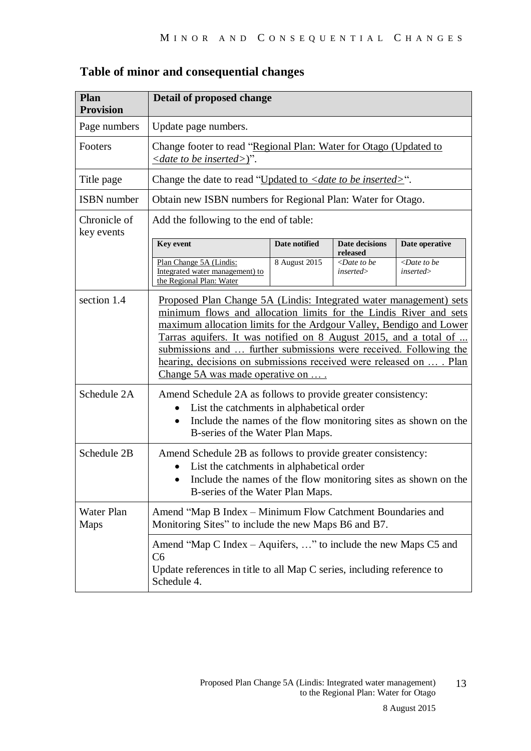## Table of minor and consequential changes

| Plan Provision | Detail of proposed change |
|---|---|
| Page numbers | Update page numbers. |
| Footers | Change footer to read "Regional Plan: Water for Otago (Updated to *<date to be inserted>*)". |
| Title page | Change the date to read "Updated to *<date to be inserted>*". |
| ISBN number | Obtain new ISBN numbers for Regional Plan: Water for Otago. |
| Chronicle of key events | Add the following to the end of table:<br><br>**Key event** / **Date notified** / **Date decisions released** / **Date operative**<br>Plan Change 5A (Lindis: Integrated water management) to the Regional Plan: Water / 8 August 2015 / *<Date to be inserted>* / *<Date to be inserted>* |
| section 1.4 | Proposed Plan Change 5A (Lindis: Integrated water management) sets minimum flows and allocation limits for the Lindis River and sets maximum allocation limits for the Ardgour Valley, Bendigo and Lower Tarras aquifers. It was notified on 8 August 2015, and a total of ... submissions and … further submissions were received. Following the hearing, decisions on submissions received were released on … . Plan Change 5A was made operative on … . |
| Schedule 2A | Amend Schedule 2A as follows to provide greater consistency:<br>• List the catchments in alphabetical order<br>• Include the names of the flow monitoring sites as shown on the B-series of the Water Plan Maps. |
| Schedule 2B | Amend Schedule 2B as follows to provide greater consistency:<br>• List the catchments in alphabetical order<br>• Include the names of the flow monitoring sites as shown on the B-series of the Water Plan Maps. |
| Water Plan Maps | Amend "Map B Index – Minimum Flow Catchment Boundaries and Monitoring Sites" to include the new Maps B6 and B7. |
| | Amend "Map C Index – Aquifers, …" to include the new Maps C5 and C6<br>Update references in title to all Map C series, including reference to Schedule 4. |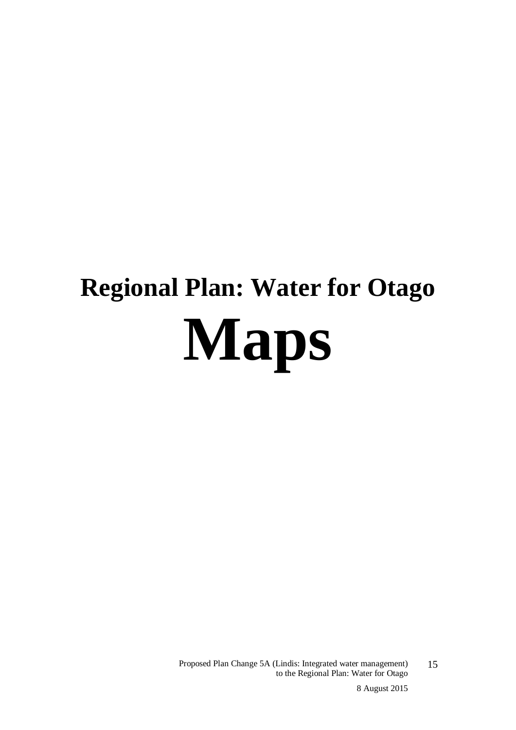# Regional Plan: Water for Otago

# Maps